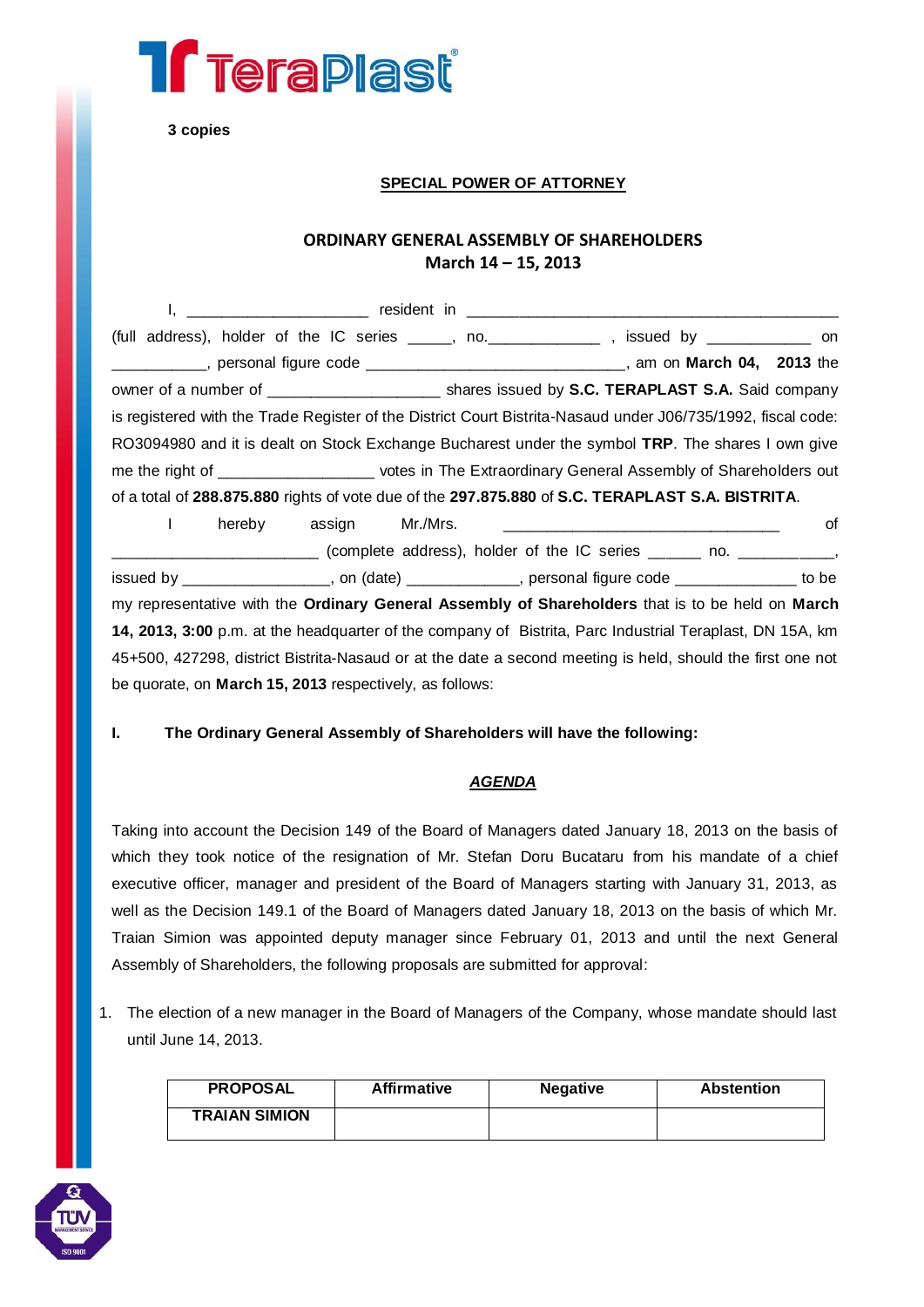**3 copies**

## SPECIAL POWER OF ATTORNEY

### ORDINARY GENERAL ASSEMBLY OF SHAREHOLDERS
### March 14 – 15, 2013

I, _____________________ resident in ___________________________________________ (full address), holder of the IC series _____, no.____________ , issued by ____________ on ___________, personal figure code ______________________________, am on **March 04, 2013** the owner of a number of ____________________ shares issued by **S.C. TERAPLAST S.A.** Said company is registered with the Trade Register of the District Court Bistrita-Nasaud under J06/735/1992, fiscal code: RO3094980 and it is dealt on Stock Exchange Bucharest under the symbol **TRP**. The shares I own give me the right of __________________ votes in The Extraordinary General Assembly of Shareholders out of a total of **288.875.880** rights of vote due of the **297.875.880** of **S.C. TERAPLAST S.A. BISTRITA**.

I hereby assign Mr./Mrs. ________________________________ of ________________________ (complete address), holder of the IC series ______ no. ___________, issued by _________________, on (date) _____________, personal figure code ______________ to be my representative with the **Ordinary General Assembly of Shareholders** that is to be held on **March 14, 2013, 3:00** p.m. at the headquarter of the company of Bistrita, Parc Industrial Teraplast, DN 15A, km 45+500, 427298, district Bistrita-Nasaud or at the date a second meeting is held, should the first one not be quorate, on **March 15, 2013** respectively, as follows:

**I. The Ordinary General Assembly of Shareholders will have the following:**

***AGENDA***

Taking into account the Decision 149 of the Board of Managers dated January 18, 2013 on the basis of which they took notice of the resignation of Mr. Stefan Doru Bucataru from his mandate of a chief executive officer, manager and president of the Board of Managers starting with January 31, 2013, as well as the Decision 149.1 of the Board of Managers dated January 18, 2013 on the basis of which Mr. Traian Simion was appointed deputy manager since February 01, 2013 and until the next General Assembly of Shareholders, the following proposals are submitted for approval:

1. The election of a new manager in the Board of Managers of the Company, whose mandate should last until June 14, 2013.

| PROPOSAL | Affirmative | Negative | Abstention |
|---|---|---|---|
| TRAIAN SIMION | | | |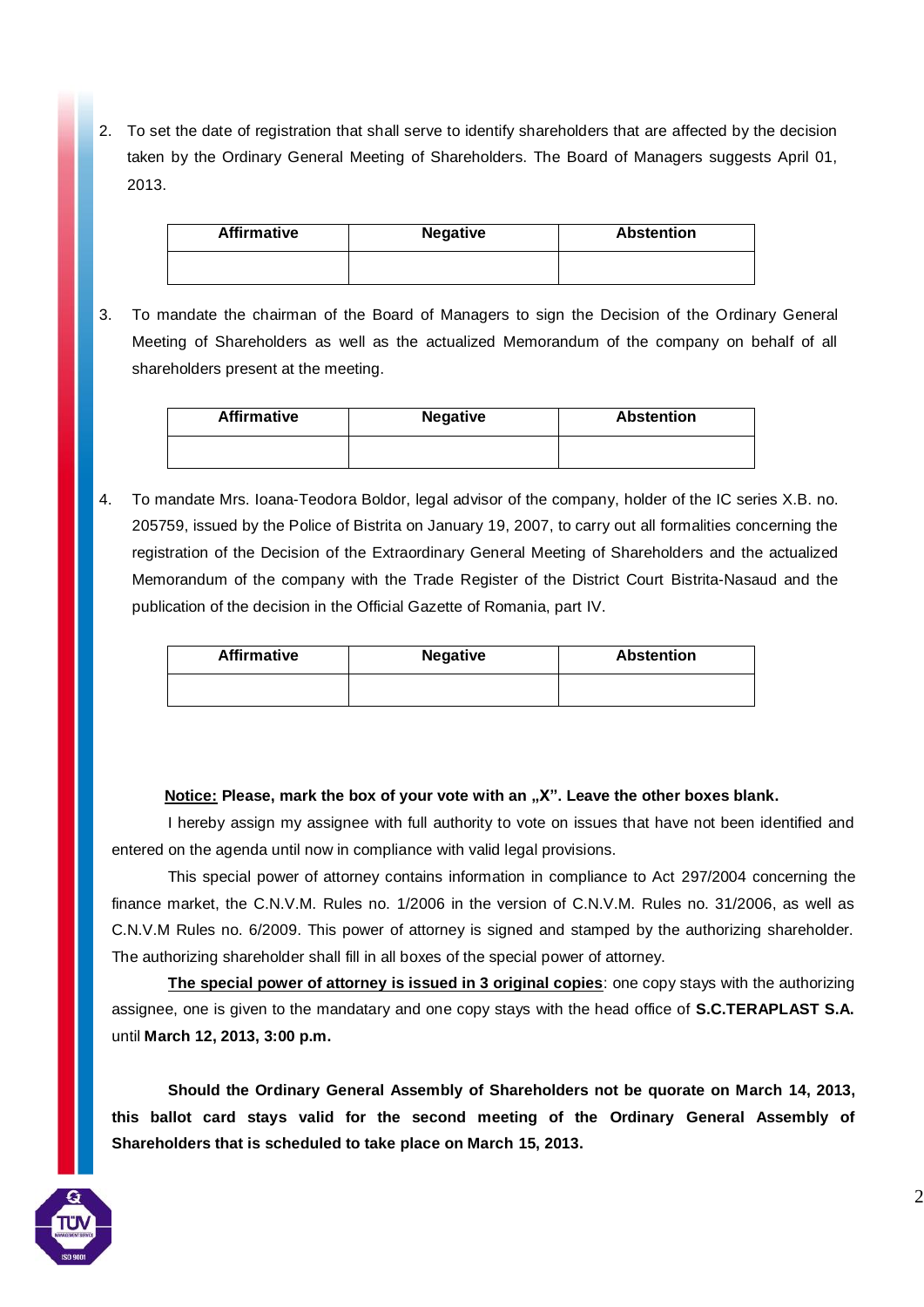2. To set the date of registration that shall serve to identify shareholders that are affected by the decision taken by the Ordinary General Meeting of Shareholders. The Board of Managers suggests April 01, 2013.

| Affirmative | Negative | Abstention |
| --- | --- | --- |
| | | |

3. To mandate the chairman of the Board of Managers to sign the Decision of the Ordinary General Meeting of Shareholders as well as the actualized Memorandum of the company on behalf of all shareholders present at the meeting.

| Affirmative | Negative | Abstention |
| --- | --- | --- |
| | | |

4. To mandate Mrs. Ioana-Teodora Boldor, legal advisor of the company, holder of the IC series X.B. no. 205759, issued by the Police of Bistrita on January 19, 2007, to carry out all formalities concerning the registration of the Decision of the Extraordinary General Meeting of Shareholders and the actualized Memorandum of the company with the Trade Register of the District Court Bistrita-Nasaud and the publication of the decision in the Official Gazette of Romania, part IV.

| Affirmative | Negative | Abstention |
| --- | --- | --- |
| | | |

**<u>Notice:</u> Please, mark the box of your vote with an „X". Leave the other boxes blank.**

I hereby assign my assignee with full authority to vote on issues that have not been identified and entered on the agenda until now in compliance with valid legal provisions.

This special power of attorney contains information in compliance to Act 297/2004 concerning the finance market, the C.N.V.M. Rules no. 1/2006 in the version of C.N.V.M. Rules no. 31/2006, as well as C.N.V.M Rules no. 6/2009. This power of attorney is signed and stamped by the authorizing shareholder. The authorizing shareholder shall fill in all boxes of the special power of attorney.

**<u>The special power of attorney is issued in 3 original copies</u>**: one copy stays with the authorizing assignee, one is given to the mandatary and one copy stays with the head office of **S.C.TERAPLAST S.A.** until **March 12, 2013, 3:00 p.m.**

**Should the Ordinary General Assembly of Shareholders not be quorate on March 14, 2013, this ballot card stays valid for the second meeting of the Ordinary General Assembly of Shareholders that is scheduled to take place on March 15, 2013.**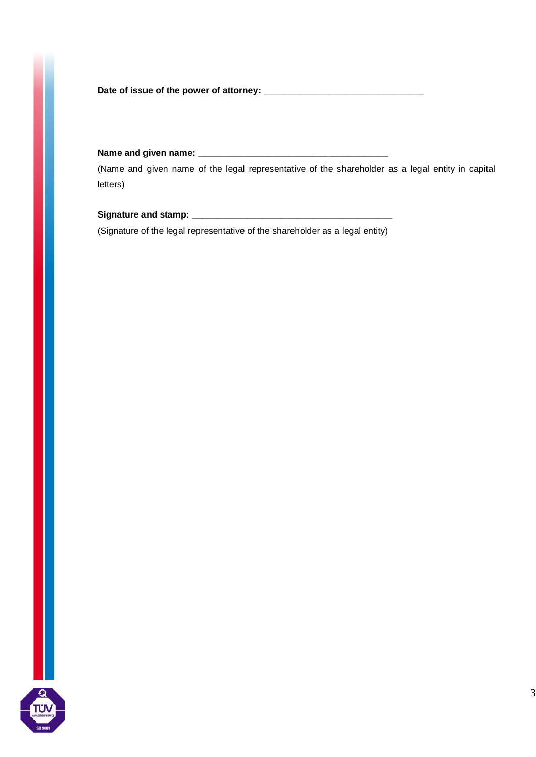**Date of issue of the power of attorney: ________________________________**

**Name and given name: ______________________________________**

(Name and given name of the legal representative of the shareholder as a legal entity in capital letters)

**Signature and stamp: ________________________________________**

(Signature of the legal representative of the shareholder as a legal entity)